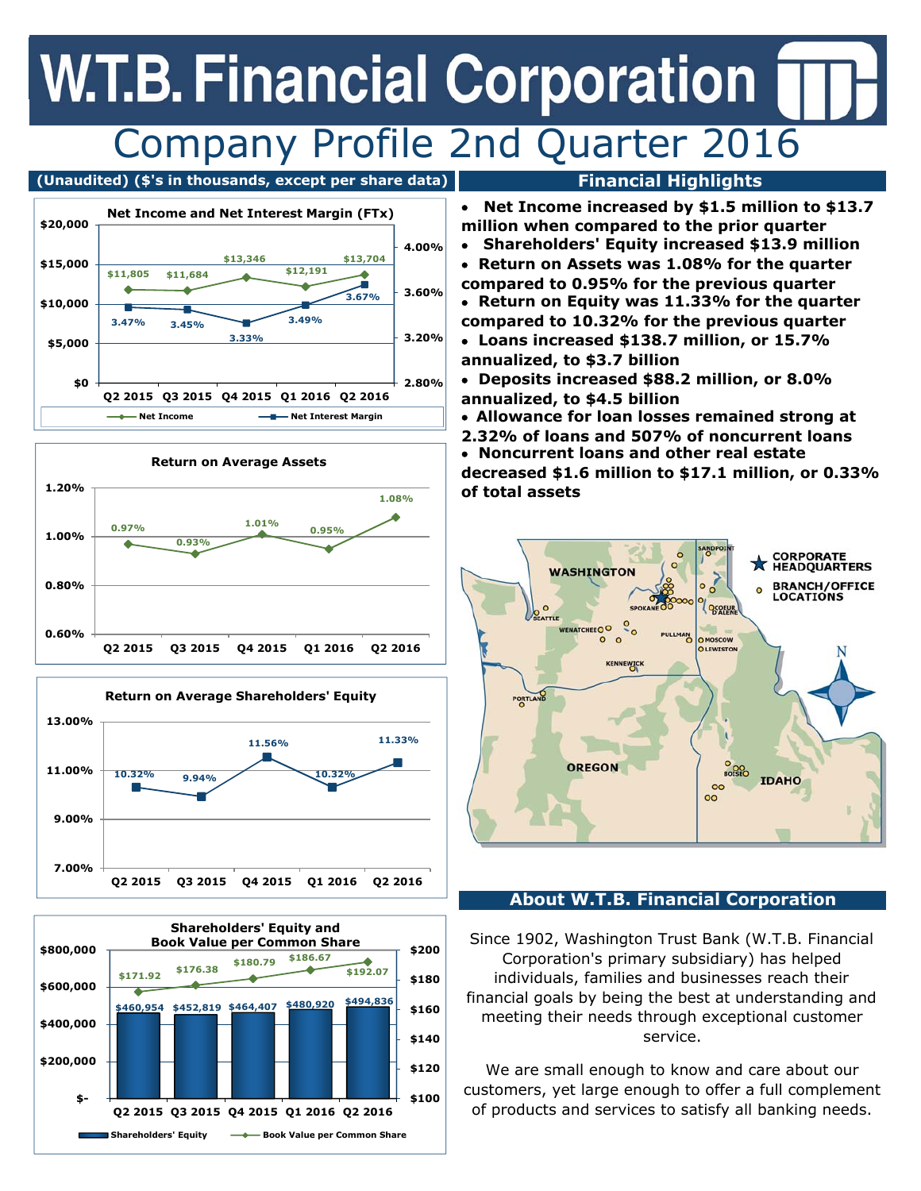# W.T.B. Financial Corporation

## Company Profile 2nd Quarter 2016

**(Unaudited) ($'s in thousands, except per share data)**

### Net Income and Net Interest Margin (FTx)

| | Q2 2015 | Q3 2015 | Q4 2015 | Q1 2016 | Q2 2016 |
|---|---|---|---|---|---|
| Net Income | $11,805 | $11,684 | $13,346 | $12,191 | $13,704 |
| Net Interest Margin | 3.47% | 3.45% | 3.33% | 3.49% | 3.67% |

### Return on Average Assets

| Q2 2015 | Q3 2015 | Q4 2015 | Q1 2016 | Q2 2016 |
|---|---|---|---|---|
| 0.97% | 0.93% | 1.01% | 0.95% | 1.08% |

### Return on Average Shareholders' Equity

| Q2 2015 | Q3 2015 | Q4 2015 | Q1 2016 | Q2 2016 |
|---|---|---|---|---|
| 10.32% | 9.94% | 11.56% | 10.32% | 11.33% |

### Shareholders' Equity and Book Value per Common Share

| | Q2 2015 | Q3 2015 | Q4 2015 | Q1 2016 | Q2 2016 |
|---|---|---|---|---|---|
| Shareholders' Equity | $460,954 | $452,819 | $464,407 | $480,920 | $494,836 |
| Book Value per Common Share | $171.92 | $176.38 | $180.79 | $186.67 | $192.07 |

## Financial Highlights

- **Net Income increased by $1.5 million to $13.7 million when compared to the prior quarter**
- **Shareholders' Equity increased $13.9 million**
- **Return on Assets was 1.08% for the quarter compared to 0.95% for the previous quarter**
- **Return on Equity was 11.33% for the quarter compared to 10.32% for the previous quarter**
- **Loans increased $138.7 million, or 15.7% annualized, to $3.7 billion**
- **Deposits increased $88.2 million, or 8.0% annualized, to $4.5 billion**
- **Allowance for loan losses remained strong at 2.32% of loans and 507% of noncurrent loans**
- **Noncurrent loans and other real estate decreased $1.6 million to $17.1 million, or 0.33% of total assets**

## About W.T.B. Financial Corporation

Since 1902, Washington Trust Bank (W.T.B. Financial Corporation's primary subsidiary) has helped individuals, families and businesses reach their financial goals by being the best at understanding and meeting their needs through exceptional customer service.

We are small enough to know and care about our customers, yet large enough to offer a full complement of products and services to satisfy all banking needs.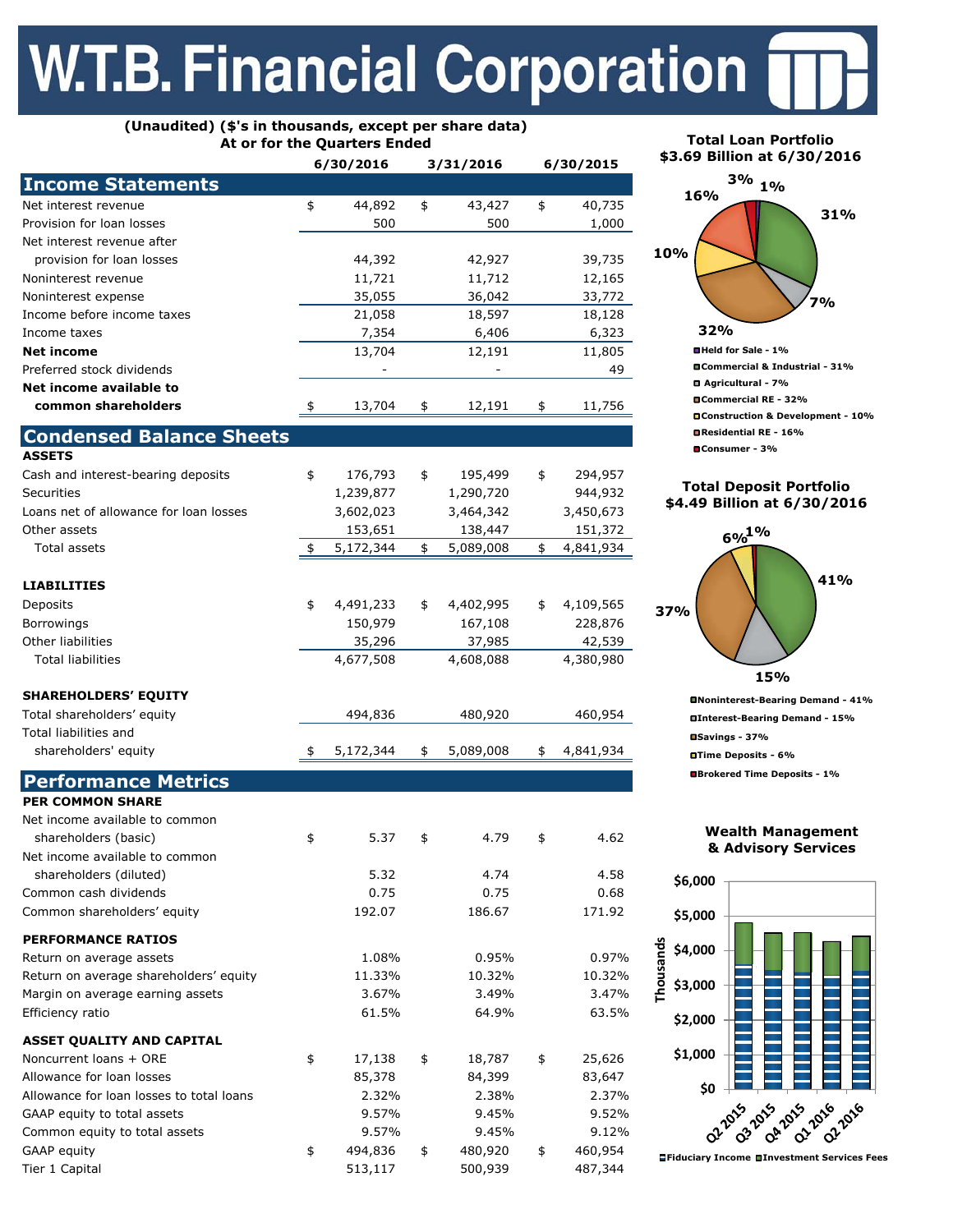# W.T.B. Financial Corporation

**(Unaudited) ($'s in thousands, except per share data)**
**At or for the Quarters Ended**

| | 6/30/2016 | 3/31/2016 | 6/30/2015 |
|---|---|---|---|
| **Income Statements** | | | |
| Net interest revenue | $ 44,892 | $ 43,427 | $ 40,735 |
| Provision for loan losses | 500 | 500 | 1,000 |
| Net interest revenue after provision for loan losses | 44,392 | 42,927 | 39,735 |
| Noninterest revenue | 11,721 | 11,712 | 12,165 |
| Noninterest expense | 35,055 | 36,042 | 33,772 |
| Income before income taxes | 21,058 | 18,597 | 18,128 |
| Income taxes | 7,354 | 6,406 | 6,323 |
| **Net income** | 13,704 | 12,191 | 11,805 |
| Preferred stock dividends | - | - | 49 |
| **Net income available to common shareholders** | $ 13,704 | $ 12,191 | $ 11,756 |
| **Condensed Balance Sheets** | | | |
| **ASSETS** | | | |
| Cash and interest-bearing deposits | $ 176,793 | $ 195,499 | $ 294,957 |
| Securities | 1,239,877 | 1,290,720 | 944,932 |
| Loans net of allowance for loan losses | 3,602,023 | 3,464,342 | 3,450,673 |
| Other assets | 153,651 | 138,447 | 151,372 |
| Total assets | $ 5,172,344 | $ 5,089,008 | $ 4,841,934 |
| **LIABILITIES** | | | |
| Deposits | $ 4,491,233 | $ 4,402,995 | $ 4,109,565 |
| Borrowings | 150,979 | 167,108 | 228,876 |
| Other liabilities | 35,296 | 37,985 | 42,539 |
| Total liabilities | 4,677,508 | 4,608,088 | 4,380,980 |
| **SHAREHOLDERS' EQUITY** | | | |
| Total shareholders' equity | 494,836 | 480,920 | 460,954 |
| Total liabilities and shareholders' equity | $ 5,172,344 | $ 5,089,008 | $ 4,841,934 |
| **Performance Metrics** | | | |
| **PER COMMON SHARE** | | | |
| Net income available to common shareholders (basic) | $ 5.37 | $ 4.79 | $ 4.62 |
| Net income available to common shareholders (diluted) | 5.32 | 4.74 | 4.58 |
| Common cash dividends | 0.75 | 0.75 | 0.68 |
| Common shareholders' equity | 192.07 | 186.67 | 171.92 |
| **PERFORMANCE RATIOS** | | | |
| Return on average assets | 1.08% | 0.95% | 0.97% |
| Return on average shareholders' equity | 11.33% | 10.32% | 10.32% |
| Margin on average earning assets | 3.67% | 3.49% | 3.47% |
| Efficiency ratio | 61.5% | 64.9% | 63.5% |
| **ASSET QUALITY AND CAPITAL** | | | |
| Noncurrent loans + ORE | $ 17,138 | $ 18,787 | $ 25,626 |
| Allowance for loan losses | 85,378 | 84,399 | 83,647 |
| Allowance for loan losses to total loans | 2.32% | 2.38% | 2.37% |
| GAAP equity to total assets | 9.57% | 9.45% | 9.52% |
| Common equity to total assets | 9.57% | 9.45% | 9.12% |
| GAAP equity | $ 494,836 | $ 480,920 | $ 460,954 |
| Tier 1 Capital | 513,117 | 500,939 | 487,344 |

**Total Loan Portfolio**
**$3.69 Billion at 6/30/2016**

3%
1%
16%
31%
10%
7%
32%

Held for Sale - 1%
Commercial & Industrial - 31%
Agricultural - 7%
Commercial RE - 32%
Construction & Development - 10%
Residential RE - 16%
Consumer - 3%

**Total Deposit Portfolio**
**$4.49 Billion at 6/30/2016**

6%
1%
41%
37%
15%

Noninterest-Bearing Demand - 41%
Interest-Bearing Demand - 15%
Savings - 37%
Time Deposits - 6%
Brokered Time Deposits - 1%

**Wealth Management & Advisory Services**

Thousands
$6,000
$5,000
$4,000
$3,000
$2,000
$1,000
$0

Q2 2015
Q3 2015
Q4 2015
Q1 2016
Q2 2016

Fiduciary Income
Investment Services Fees